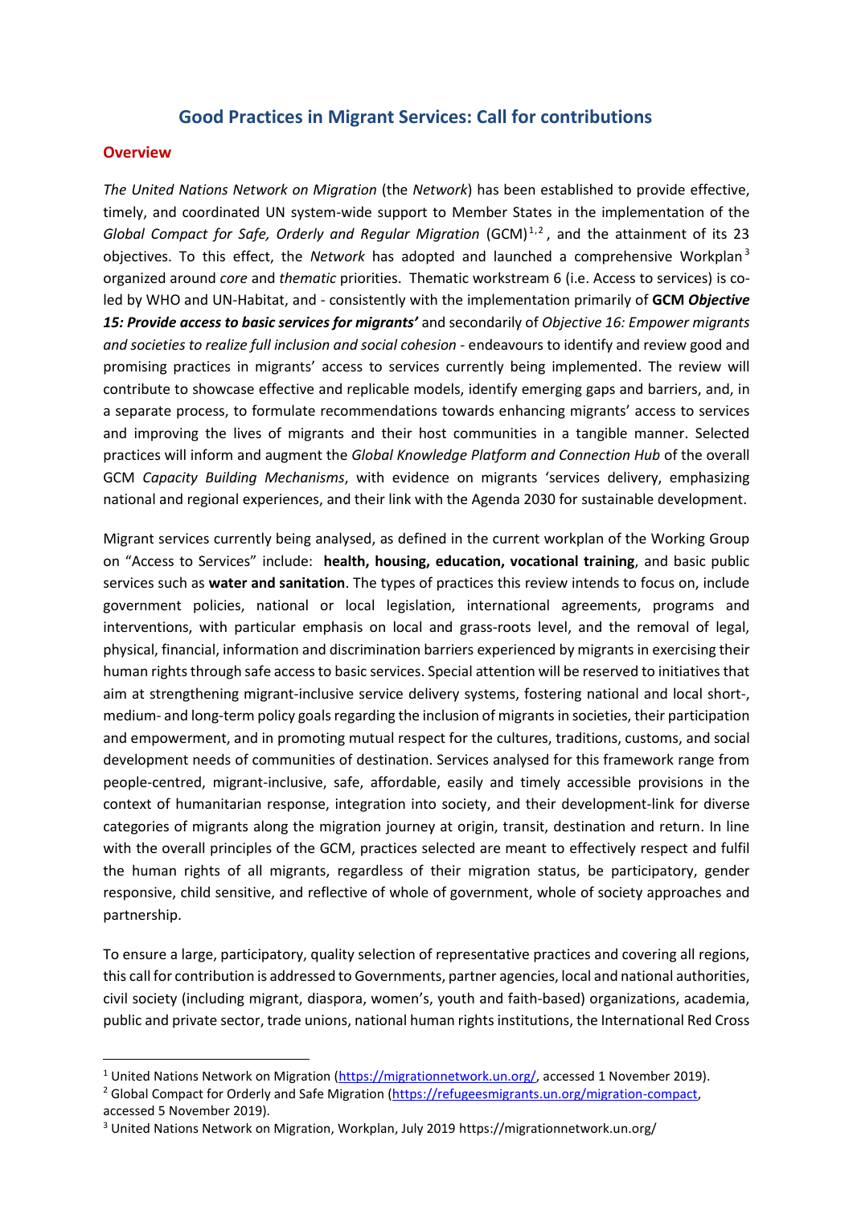# Good Practices in Migrant Services: Call for contributions

## Overview

*The United Nations Network on Migration* (the *Network*) has been established to provide effective, timely, and coordinated UN system-wide support to Member States in the implementation of the *Global Compact for Safe, Orderly and Regular Migration* (GCM)[1,2], and the attainment of its 23 objectives. To this effect, the *Network* has adopted and launched a comprehensive Workplan[3] organized around *core* and *thematic* priorities. Thematic workstream 6 (i.e. Access to services) is co-led by WHO and UN-Habitat, and - consistently with the implementation primarily of **GCM *Objective 15: Provide access to basic services for migrants'*** and secondarily of *Objective 16: Empower migrants and societies to realize full inclusion and social cohesion* - endeavours to identify and review good and promising practices in migrants' access to services currently being implemented. The review will contribute to showcase effective and replicable models, identify emerging gaps and barriers, and, in a separate process, to formulate recommendations towards enhancing migrants' access to services and improving the lives of migrants and their host communities in a tangible manner. Selected practices will inform and augment the *Global Knowledge Platform and Connection Hub* of the overall GCM *Capacity Building Mechanisms*, with evidence on migrants 'services delivery, emphasizing national and regional experiences, and their link with the Agenda 2030 for sustainable development.

Migrant services currently being analysed, as defined in the current workplan of the Working Group on "Access to Services" include: **health, housing, education, vocational training**, and basic public services such as **water and sanitation**. The types of practices this review intends to focus on, include government policies, national or local legislation, international agreements, programs and interventions, with particular emphasis on local and grass-roots level, and the removal of legal, physical, financial, information and discrimination barriers experienced by migrants in exercising their human rights through safe access to basic services. Special attention will be reserved to initiatives that aim at strengthening migrant-inclusive service delivery systems, fostering national and local short-, medium- and long-term policy goals regarding the inclusion of migrants in societies, their participation and empowerment, and in promoting mutual respect for the cultures, traditions, customs, and social development needs of communities of destination. Services analysed for this framework range from people-centred, migrant-inclusive, safe, affordable, easily and timely accessible provisions in the context of humanitarian response, integration into society, and their development-link for diverse categories of migrants along the migration journey at origin, transit, destination and return. In line with the overall principles of the GCM, practices selected are meant to effectively respect and fulfil the human rights of all migrants, regardless of their migration status, be participatory, gender responsive, child sensitive, and reflective of whole of government, whole of society approaches and partnership.

To ensure a large, participatory, quality selection of representative practices and covering all regions, this call for contribution is addressed to Governments, partner agencies, local and national authorities, civil society (including migrant, diaspora, women's, youth and faith-based) organizations, academia, public and private sector, trade unions, national human rights institutions, the International Red Cross

---

[1] United Nations Network on Migration (https://migrationnetwork.un.org/, accessed 1 November 2019).

[2] Global Compact for Orderly and Safe Migration (https://refugeesmigrants.un.org/migration-compact, accessed 5 November 2019).

[3] United Nations Network on Migration, Workplan, July 2019 https://migrationnetwork.un.org/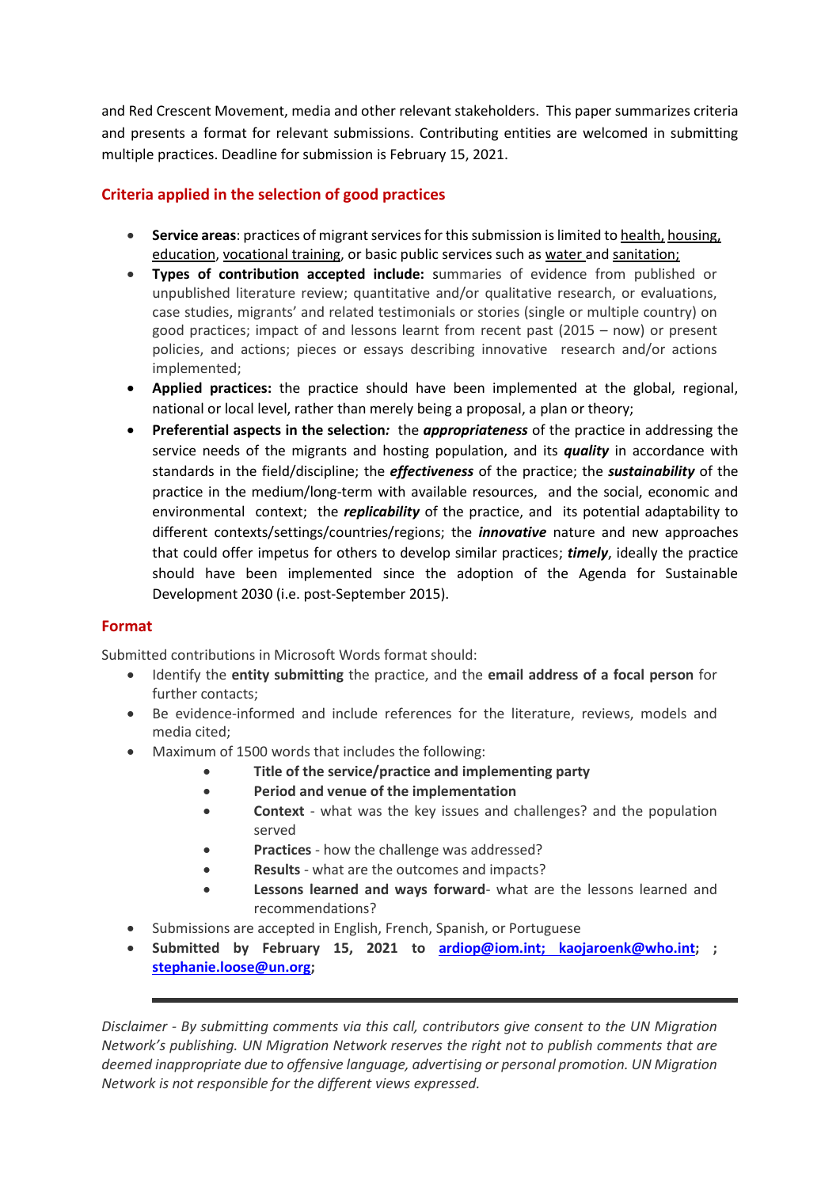and Red Crescent Movement, media and other relevant stakeholders. This paper summarizes criteria and presents a format for relevant submissions. Contributing entities are welcomed in submitting multiple practices. Deadline for submission is February 15, 2021.

## Criteria applied in the selection of good practices

- **Service areas**: practices of migrant services for this submission is limited to health, housing, education, vocational training, or basic public services such as water and sanitation;
- **Types of contribution accepted include:** summaries of evidence from published or unpublished literature review; quantitative and/or qualitative research, or evaluations, case studies, migrants' and related testimonials or stories (single or multiple country) on good practices; impact of and lessons learnt from recent past (2015 – now) or present policies, and actions; pieces or essays describing innovative research and/or actions implemented;
- **Applied practices:** the practice should have been implemented at the global, regional, national or local level, rather than merely being a proposal, a plan or theory;
- **Preferential aspects in the selection*:*** the ***appropriateness*** of the practice in addressing the service needs of the migrants and hosting population, and its ***quality*** in accordance with standards in the field/discipline; the ***effectiveness*** of the practice; the ***sustainability*** of the practice in the medium/long-term with available resources, and the social, economic and environmental context; the ***replicability*** of the practice, and its potential adaptability to different contexts/settings/countries/regions; the ***innovative*** nature and new approaches that could offer impetus for others to develop similar practices; ***timely***, ideally the practice should have been implemented since the adoption of the Agenda for Sustainable Development 2030 (i.e. post-September 2015).

## Format

Submitted contributions in Microsoft Words format should:

- Identify the **entity submitting** the practice, and the **email address of a focal person** for further contacts;
- Be evidence-informed and include references for the literature, reviews, models and media cited;
- Maximum of 1500 words that includes the following:
    - **Title of the service/practice and implementing party**
    - **Period and venue of the implementation**
    - **Context** - what was the key issues and challenges? and the population served
    - **Practices** - how the challenge was addressed?
    - **Results** - what are the outcomes and impacts?
    - **Lessons learned and ways forward**- what are the lessons learned and recommendations?
- Submissions are accepted in English, French, Spanish, or Portuguese
- **Submitted by February 15, 2021 to ardiop@iom.int; kaojaroenk@who.int; ; stephanie.loose@un.org;**

---

*Disclaimer - By submitting comments via this call, contributors give consent to the UN Migration Network's publishing. UN Migration Network reserves the right not to publish comments that are deemed inappropriate due to offensive language, advertising or personal promotion. UN Migration Network is not responsible for the different views expressed.*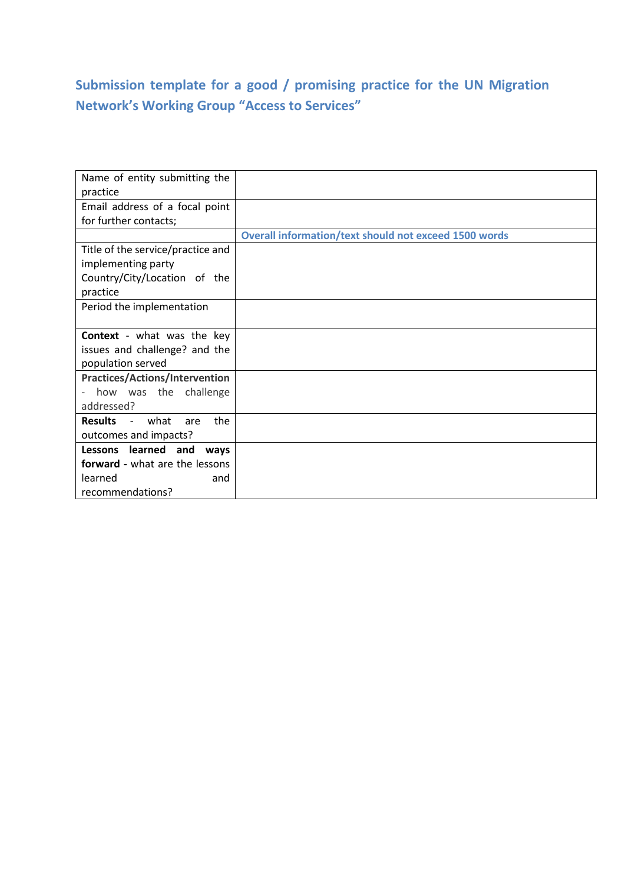## Submission template for a good / promising practice for the UN Migration Network's Working Group "Access to Services"

| | |
|---|---|
| Name of entity submitting the practice | |
| Email address of a focal point for further contacts; | |
| | **Overall information/text should not exceed 1500 words** |
| Title of the service/practice and implementing party Country/City/Location of the practice | |
| Period the implementation | |
| **Context** - what was the key issues and challenge? and the population served | |
| **Practices/Actions/Intervention** - how was the challenge addressed? | |
| **Results** - what are the outcomes and impacts? | |
| **Lessons learned and ways forward** - what are the lessons learned and recommendations? | |